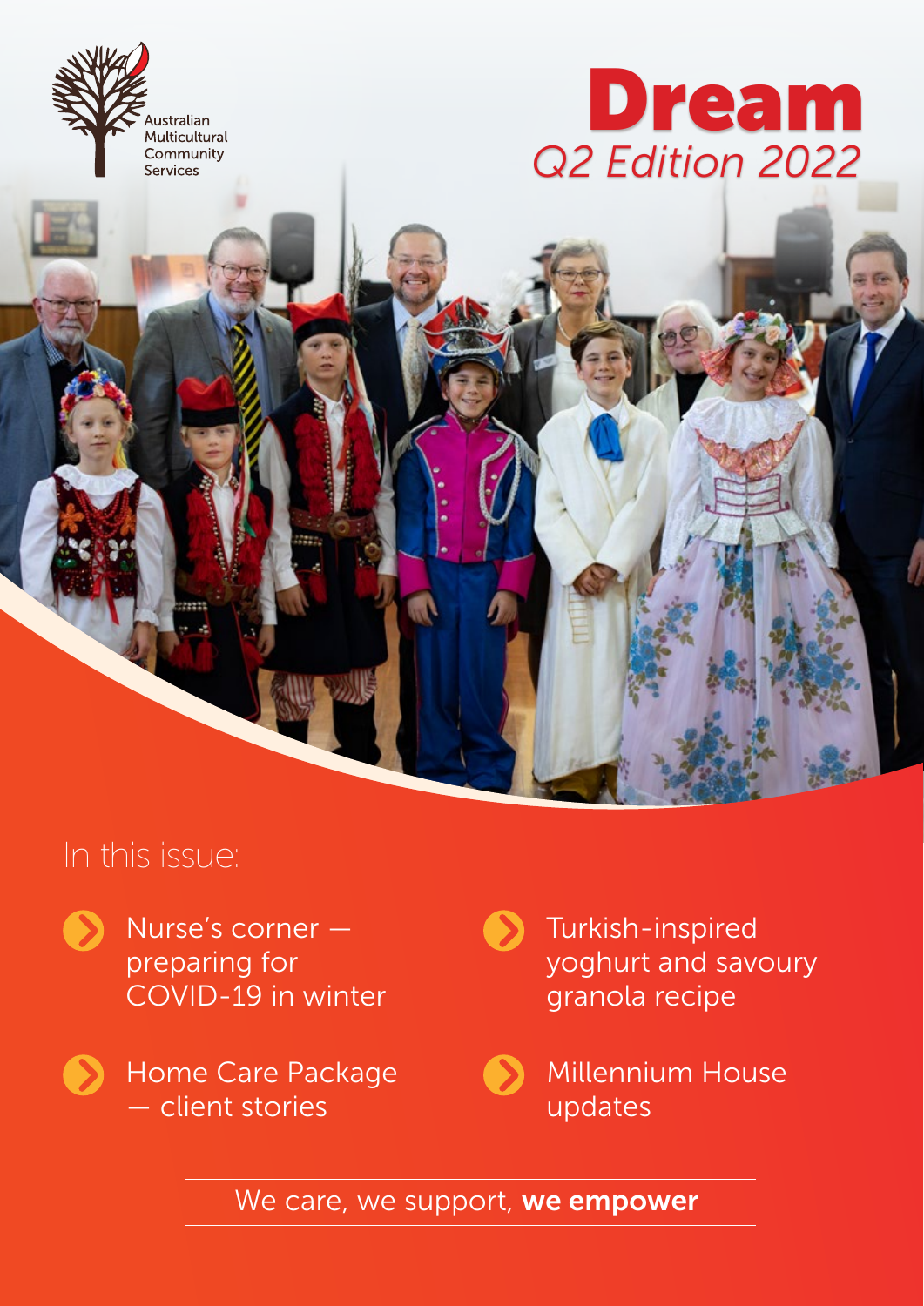Australian Multicultural Community Services

# Dream

*Q2 Edition 2022*

## In this issue:

- Nurse's corner — preparing for COVID-19 in winter
- Turkish-inspired yoghurt and savoury granola recipe
- Home Care Package — client stories
- Millennium House updates

We care, we support, **we empower**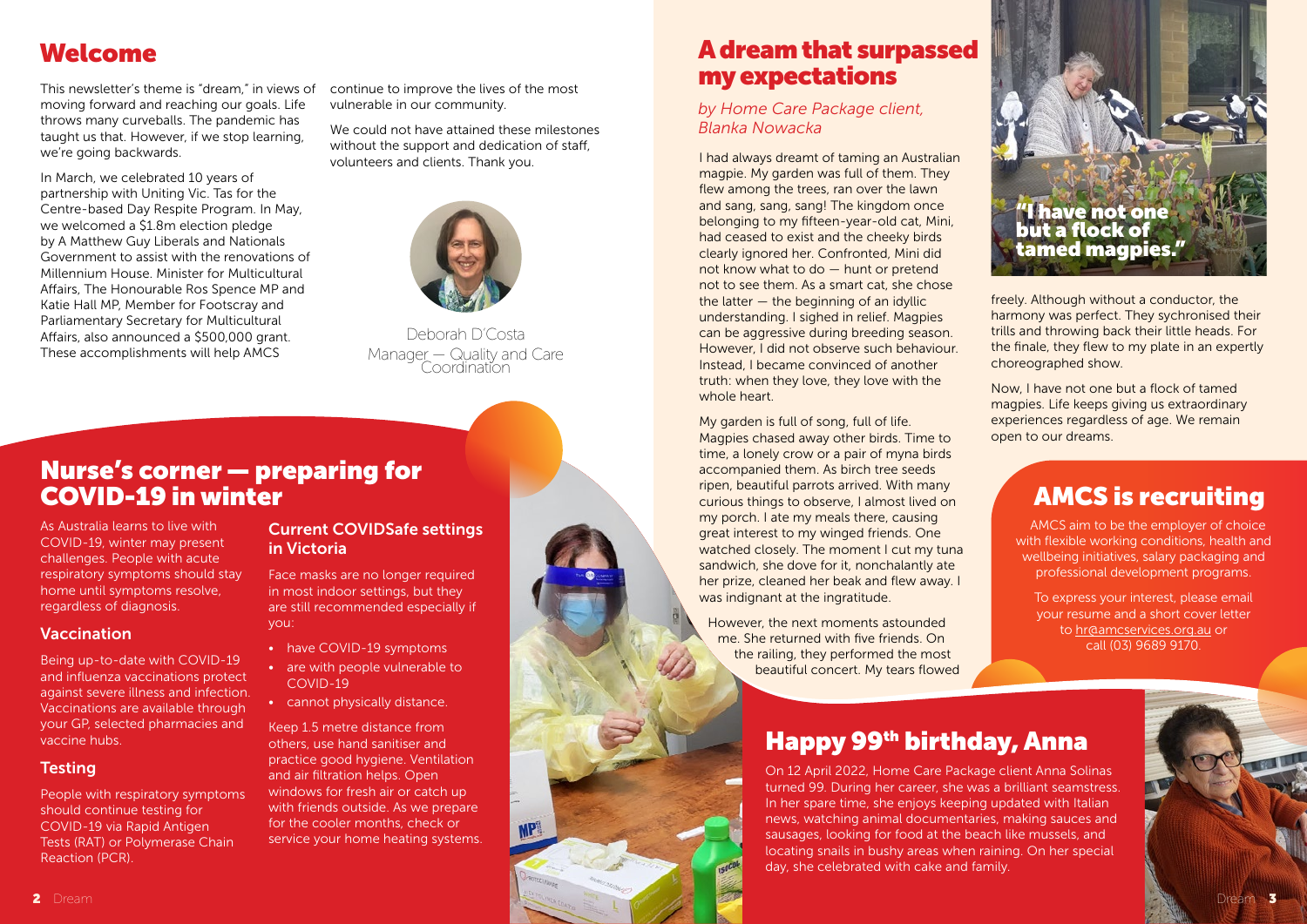## Welcome

This newsletter's theme is "dream," in views of moving forward and reaching our goals. Life throws many curveballs. The pandemic has taught us that. However, if we stop learning, we're going backwards.

In March, we celebrated 10 years of partnership with Uniting Vic. Tas for the Centre-based Day Respite Program. In May, we welcomed a $1.8m election pledge by A Matthew Guy Liberals and Nationals Government to assist with the renovations of Millennium House. Minister for Multicultural Affairs, The Honourable Ros Spence MP and Katie Hall MP, Member for Footscray and Parliamentary Secretary for Multicultural Affairs, also announced a $500,000 grant. These accomplishments will help AMCS continue to improve the lives of the most vulnerable in our community.

We could not have attained these milestones without the support and dedication of staff, volunteers and clients. Thank you.

Deborah D'Costa
Manager — Quality and Care Coordination

## Nurse's corner — preparing for COVID-19 in winter

As Australia learns to live with COVID-19, winter may present challenges. People with acute respiratory symptoms should stay home until symptoms resolve, regardless of diagnosis.

### Vaccination

Being up-to-date with COVID-19 and influenza vaccinations protect against severe illness and infection. Vaccinations are available through your GP, selected pharmacies and vaccine hubs.

### Testing

People with respiratory symptoms should continue testing for COVID-19 via Rapid Antigen Tests (RAT) or Polymerase Chain Reaction (PCR).

### Current COVIDSafe settings in Victoria

Face masks are no longer required in most indoor settings, but they are still recommended especially if you:

- have COVID-19 symptoms
- are with people vulnerable to COVID-19
- cannot physically distance.

Keep 1.5 metre distance from others, use hand sanitiser and practice good hygiene. Ventilation and air filtration helps. Open windows for fresh air or catch up with friends outside. As we prepare for the cooler months, check or service your home heating systems.

## A dream that surpassed my expectations

*by Home Care Package client, Blanka Nowacka*

I had always dreamt of taming an Australian magpie. My garden was full of them. They flew among the trees, ran over the lawn and sang, sang, sang! The kingdom once belonging to my fifteen-year-old cat, Mini, had ceased to exist and the cheeky birds clearly ignored her. Confronted, Mini did not know what to do — hunt or pretend not to see them. As a smart cat, she chose the latter — the beginning of an idyllic understanding. I sighed in relief. Magpies can be aggressive during breeding season. However, I did not observe such behaviour. Instead, I became convinced of another truth: when they love, they love with the whole heart.

My garden is full of song, full of life. Magpies chased away other birds. Time to time, a lonely crow or a pair of myna birds accompanied them. As birch tree seeds ripen, beautiful parrots arrived. With many curious things to observe, I almost lived on my porch. I ate my meals there, causing great interest to my winged friends. One watched closely. The moment I cut my tuna sandwich, she dove for it, nonchalantly ate her prize, cleaned her beak and flew away. I was indignant at the ingratitude.

However, the next moments astounded me. She returned with five friends. On the railing, they performed the most beautiful concert. My tears flowed freely. Although without a conductor, the harmony was perfect. They sychronised their trills and throwing back their little heads. For the finale, they flew to my plate in an expertly choreographed show.

Now, I have not one but a flock of tamed magpies. Life keeps giving us extraordinary experiences regardless of age. We remain open to our dreams.

"I have not one but a flock of tamed magpies."

## AMCS is recruiting

AMCS aim to be the employer of choice with flexible working conditions, health and wellbeing initiatives, salary packaging and professional development programs.

To express your interest, please email your resume and a short cover letter to hr@amcservices.org.au or call (03) 9689 9170.

## Happy 99th birthday, Anna

On 12 April 2022, Home Care Package client Anna Solinas turned 99. During her career, she was a brilliant seamstress. In her spare time, she enjoys keeping updated with Italian news, watching animal documentaries, making sauces and sausages, looking for food at the beach like mussels, and locating snails in bushy areas when raining. On her special day, she celebrated with cake and family.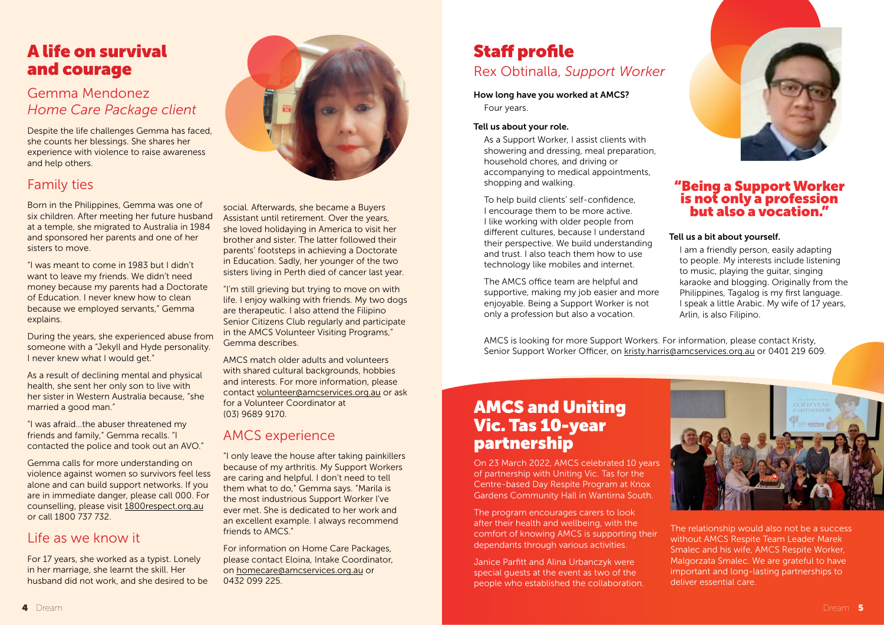# A life on survival and courage

## Gemma Mendonez
## *Home Care Package client*

Despite the life challenges Gemma has faced, she counts her blessings. She shares her experience with violence to raise awareness and help others.

### Family ties

Born in the Philippines, Gemma was one of six children. After meeting her future husband at a temple, she migrated to Australia in 1984 and sponsored her parents and one of her sisters to move.

"I was meant to come in 1983 but I didn't want to leave my friends. We didn't need money because my parents had a Doctorate of Education. I never knew how to clean because we employed servants," Gemma explains.

During the years, she experienced abuse from someone with a "Jekyll and Hyde personality. I never knew what I would get."

As a result of declining mental and physical health, she sent her only son to live with her sister in Western Australia because, "she married a good man."

"I was afraid...the abuser threatened my friends and family," Gemma recalls. "I contacted the police and took out an AVO."

Gemma calls for more understanding on violence against women so survivors feel less alone and can build support networks. If you are in immediate danger, please call 000. For counselling, please visit 1800respect.org.au or call 1800 737 732.

### Life as we know it

For 17 years, she worked as a typist. Lonely in her marriage, she learnt the skill. Her husband did not work, and she desired to be social. Afterwards, she became a Buyers Assistant until retirement. Over the years, she loved holidaying in America to visit her brother and sister. The latter followed their parents' footsteps in achieving a Doctorate in Education. Sadly, her younger of the two sisters living in Perth died of cancer last year.

"I'm still grieving but trying to move on with life. I enjoy walking with friends. My two dogs are therapeutic. I also attend the Filipino Senior Citizens Club regularly and participate in the AMCS Volunteer Visiting Programs," Gemma describes.

AMCS match older adults and volunteers with shared cultural backgrounds, hobbies and interests. For more information, please contact volunteer@amcservices.org.au or ask for a Volunteer Coordinator at (03) 9689 9170.

### AMCS experience

"I only leave the house after taking painkillers because of my arthritis. My Support Workers are caring and helpful. I don't need to tell them what to do," Gemma says. "Marila is the most industrious Support Worker I've ever met. She is dedicated to her work and an excellent example. I always recommend friends to AMCS."

For information on Home Care Packages, please contact Eloina, Intake Coordinator, on homecare@amcservices.org.au or 0432 099 225.

# Staff profile

## Rex Obtinalla, *Support Worker*

**How long have you worked at AMCS?**

Four years.

**Tell us about your role.**

As a Support Worker, I assist clients with showering and dressing, meal preparation, household chores, and driving or accompanying to medical appointments, shopping and walking.

To help build clients' self-confidence, I encourage them to be more active. I like working with older people from different cultures, because I understand their perspective. We build understanding and trust. I also teach them how to use technology like mobiles and internet.

The AMCS office team are helpful and supportive, making my job easier and more enjoyable. Being a Support Worker is not only a profession but also a vocation.

**"Being a Support Worker is not only a profession but also a vocation."**

**Tell us a bit about yourself.**

I am a friendly person, easily adapting to people. My interests include listening to music, playing the guitar, singing karaoke and blogging. Originally from the Philippines, Tagalog is my first language. I speak a little Arabic. My wife of 17 years, Arlin, is also Filipino.

AMCS is looking for more Support Workers. For information, please contact Kristy, Senior Support Worker Officer, on kristy.harris@amcservices.org.au or 0401 219 609.

# AMCS and Uniting Vic. Tas 10-year partnership

On 23 March 2022, AMCS celebrated 10 years of partnership with Uniting Vic. Tas for the Centre-based Day Respite Program at Knox Gardens Community Hall in Wantirna South.

The program encourages carers to look after their health and wellbeing, with the comfort of knowing AMCS is supporting their dependants through various activities.

Janice Parfitt and Alina Urbanczyk were special guests at the event as two of the people who established the collaboration.

The relationship would also not be a success without AMCS Respite Team Leader Marek Smalec and his wife, AMCS Respite Worker, Malgorzata Smalec. We are grateful to have important and long-lasting partnerships to deliver essential care.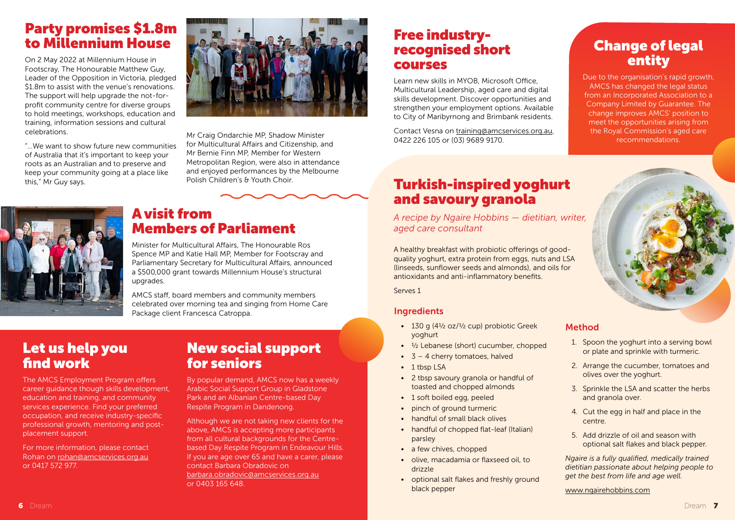## Party promises $1.8m to Millennium House

On 2 May 2022 at Millennium House in Footscray, The Honourable Matthew Guy, Leader of the Opposition in Victoria, pledged $1.8m to assist with the venue's renovations. The support will help upgrade the not-for-profit community centre for diverse groups to hold meetings, workshops, education and training, information sessions and cultural celebrations.

"...We want to show future new communities of Australia that it's important to keep your roots as an Australian and to preserve and keep your community going at a place like this," Mr Guy says.

Mr Craig Ondarchie MP, Shadow Minister for Multicultural Affairs and Citizenship, and Mr Bernie Finn MP, Member for Western Metropolitan Region, were also in attendance and enjoyed performances by the Melbourne Polish Children's & Youth Choir.

## A visit from Members of Parliament

Minister for Multicultural Affairs, The Honourable Ros Spence MP and Katie Hall MP, Member for Footscray and Parliamentary Secretary for Multicultural Affairs, announced a $500,000 grant towards Millennium House's structural upgrades.

AMCS staff, board members and community members celebrated over morning tea and singing from Home Care Package client Francesca Catroppa.

## Let us help you find work

The AMCS Employment Program offers career guidance though skills development, education and training, and community services experience. Find your preferred occupation, and receive industry-specific professional growth, mentoring and post-placement support.

For more information, please contact Rohan on rohan@amcservices.org.au or 0417 572 977.

## New social support for seniors

By popular demand, AMCS now has a weekly Arabic Social Support Group in Gladstone Park and an Albanian Centre-based Day Respite Program in Dandenong.

Although we are not taking new clients for the above, AMCS is accepting more participants from all cultural backgrounds for the Centre-based Day Respite Program in Endeavour Hills. If you are age over 65 and have a carer, please contact Barbara Obradovic on barbara.obradovic@amcservices.org.au or 0403 165 648.

## Free industry-recognised short courses

Learn new skills in MYOB, Microsoft Office, Multicultural Leadership, aged care and digital skills development. Discover opportunities and strengthen your employment options. Available to City of Maribyrnong and Brimbank residents.

Contact Vesna on training@amcservices.org.au, 0422 226 105 or (03) 9689 9170.

## Change of legal entity

Due to the organisation's rapid growth, AMCS has changed the legal status from an Incorporated Association to a Company Limited by Guarantee. The change improves AMCS' position to meet the opportunities arising from the Royal Commission's aged care recommendations.

## Turkish-inspired yoghurt and savoury granola

*A recipe by Ngaire Hobbins — dietitian, writer, aged care consultant*

A healthy breakfast with probiotic offerings of good-quality yoghurt, extra protein from eggs, nuts and LSA (linseeds, sunflower seeds and almonds), and oils for antioxidants and anti-inflammatory benefits.

Serves 1

### Ingredients

- 130 g (4½ oz/½ cup) probiotic Greek yoghurt
- ½ Lebanese (short) cucumber, chopped
- 3 – 4 cherry tomatoes, halved
- 1 tbsp LSA
- 2 tbsp savoury granola or handful of toasted and chopped almonds
- 1 soft boiled egg, peeled
- pinch of ground turmeric
- handful of small black olives
- handful of chopped flat-leaf (Italian) parsley
- a few chives, chopped
- olive, macadamia or flaxseed oil, to drizzle
- optional salt flakes and freshly ground black pepper

### Method

1. Spoon the yoghurt into a serving bowl or plate and sprinkle with turmeric.
2. Arrange the cucumber, tomatoes and olives over the yoghurt.
3. Sprinkle the LSA and scatter the herbs and granola over.
4. Cut the egg in half and place in the centre.
5. Add drizzle of oil and season with optional salt flakes and black pepper.

*Ngaire is a fully qualified, medically trained dietitian passionate about helping people to get the best from life and age well.*

www.ngairehobbins.com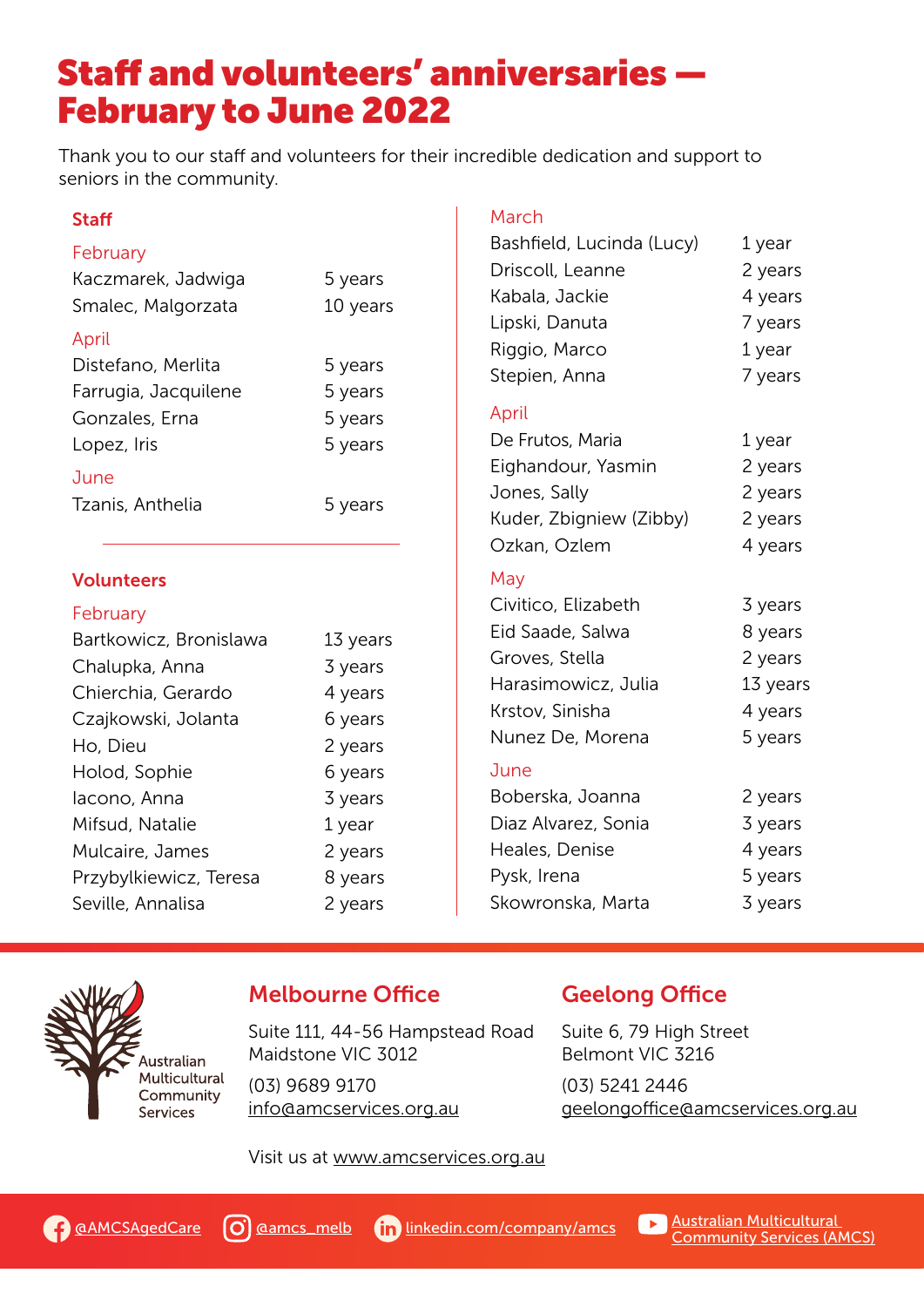# Staff and volunteers' anniversaries — February to June 2022

Thank you to our staff and volunteers for their incredible dedication and support to seniors in the community.

## Staff

### February

| | |
|---|---|
| Kaczmarek, Jadwiga | 5 years |
| Smalec, Malgorzata | 10 years |

### April

| | |
|---|---|
| Distefano, Merlita | 5 years |
| Farrugia, Jacquilene | 5 years |
| Gonzales, Erna | 5 years |
| Lopez, Iris | 5 years |

### June

| | |
|---|---|
| Tzanis, Anthelia | 5 years |

## Volunteers

### February

| | |
|---|---|
| Bartkowicz, Bronislawa | 13 years |
| Chalupka, Anna | 3 years |
| Chierchia, Gerardo | 4 years |
| Czajkowski, Jolanta | 6 years |
| Ho, Dieu | 2 years |
| Holod, Sophie | 6 years |
| Iacono, Anna | 3 years |
| Mifsud, Natalie | 1 year |
| Mulcaire, James | 2 years |
| Przybylkiewicz, Teresa | 8 years |
| Seville, Annalisa | 2 years |

### March

| | |
|---|---|
| Bashfield, Lucinda (Lucy) | 1 year |
| Driscoll, Leanne | 2 years |
| Kabala, Jackie | 4 years |
| Lipski, Danuta | 7 years |
| Riggio, Marco | 1 year |
| Stepien, Anna | 7 years |

### April

| | |
|---|---|
| De Frutos, Maria | 1 year |
| Eighandour, Yasmin | 2 years |
| Jones, Sally | 2 years |
| Kuder, Zbigniew (Zibby) | 2 years |
| Ozkan, Ozlem | 4 years |

### May

| | |
|---|---|
| Civitico, Elizabeth | 3 years |
| Eid Saade, Salwa | 8 years |
| Groves, Stella | 2 years |
| Harasimowicz, Julia | 13 years |
| Krstov, Sinisha | 4 years |
| Nunez De, Morena | 5 years |

### June

| | |
|---|---|
| Boberska, Joanna | 2 years |
| Diaz Alvarez, Sonia | 3 years |
| Heales, Denise | 4 years |
| Pysk, Irena | 5 years |
| Skowronska, Marta | 3 years |

Australian Multicultural Community Services

### Melbourne Office

Suite 111, 44-56 Hampstead Road
Maidstone VIC 3012

(03) 9689 9170
info@amcservices.org.au

### Geelong Office

Suite 6, 79 High Street
Belmont VIC 3216

(03) 5241 2446
geelongoffice@amcservices.org.au

Visit us at www.amcservices.org.au

@AMCSAgedCare | @amcs_melb | linkedin.com/company/amcs | Australian Multicultural Community Services (AMCS)